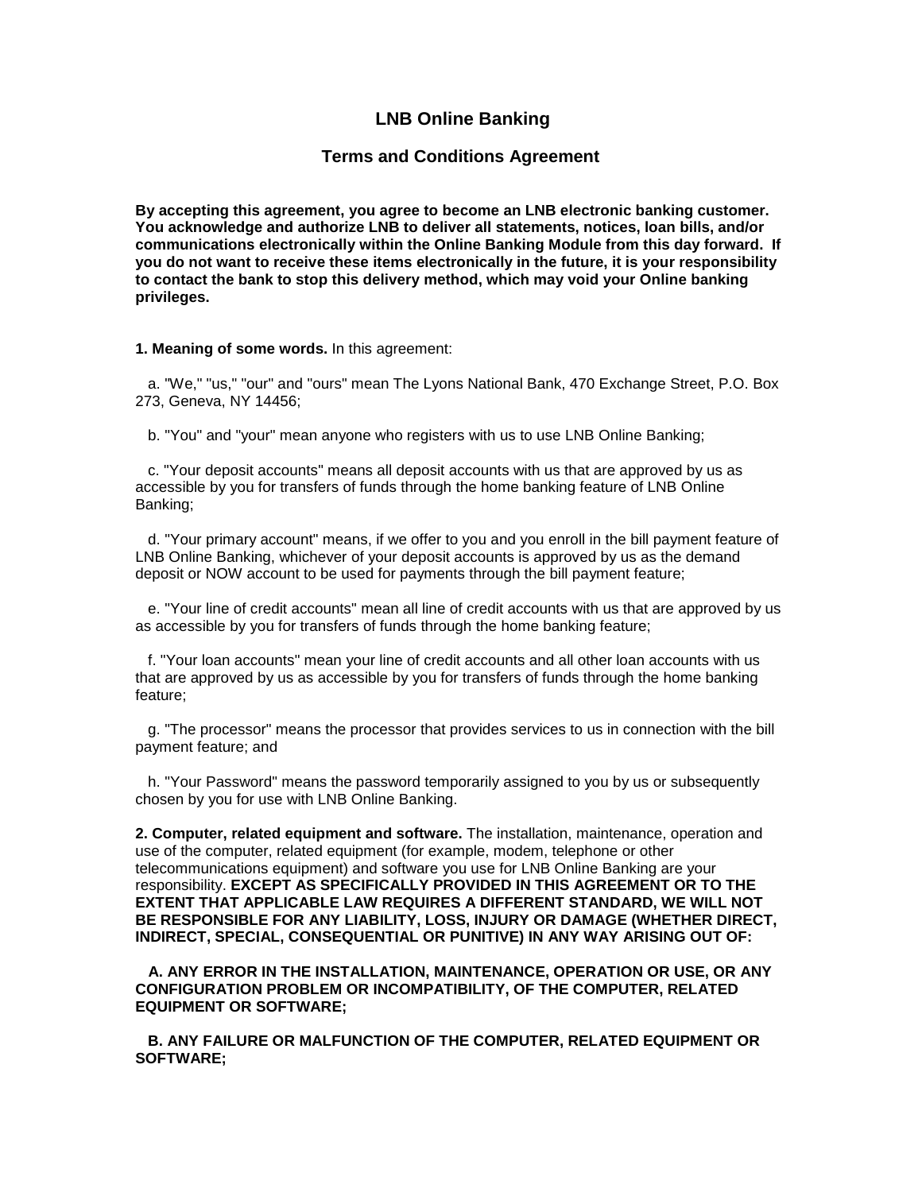# LNB Online Banking

## Terms and Conditions Agreement

**By accepting this agreement, you agree to become an LNB electronic banking customer. You acknowledge and authorize LNB to deliver all statements, notices, loan bills, and/or communications electronically within the Online Banking Module from this day forward. If you do not want to receive these items electronically in the future, it is your responsibility to contact the bank to stop this delivery method, which may void your Online banking privileges.**

**1. Meaning of some words.** In this agreement:

a. "We," "us," "our" and "ours" mean The Lyons National Bank, 470 Exchange Street, P.O. Box 273, Geneva, NY 14456;

b. "You" and "your" mean anyone who registers with us to use LNB Online Banking;

c. "Your deposit accounts" means all deposit accounts with us that are approved by us as accessible by you for transfers of funds through the home banking feature of LNB Online Banking;

d. "Your primary account" means, if we offer to you and you enroll in the bill payment feature of LNB Online Banking, whichever of your deposit accounts is approved by us as the demand deposit or NOW account to be used for payments through the bill payment feature;

e. "Your line of credit accounts" mean all line of credit accounts with us that are approved by us as accessible by you for transfers of funds through the home banking feature;

f. "Your loan accounts" mean your line of credit accounts and all other loan accounts with us that are approved by us as accessible by you for transfers of funds through the home banking feature;

g. "The processor" means the processor that provides services to us in connection with the bill payment feature; and

h. "Your Password" means the password temporarily assigned to you by us or subsequently chosen by you for use with LNB Online Banking.

**2. Computer, related equipment and software.** The installation, maintenance, operation and use of the computer, related equipment (for example, modem, telephone or other telecommunications equipment) and software you use for LNB Online Banking are your responsibility. **EXCEPT AS SPECIFICALLY PROVIDED IN THIS AGREEMENT OR TO THE EXTENT THAT APPLICABLE LAW REQUIRES A DIFFERENT STANDARD, WE WILL NOT BE RESPONSIBLE FOR ANY LIABILITY, LOSS, INJURY OR DAMAGE (WHETHER DIRECT, INDIRECT, SPECIAL, CONSEQUENTIAL OR PUNITIVE) IN ANY WAY ARISING OUT OF:**

**A. ANY ERROR IN THE INSTALLATION, MAINTENANCE, OPERATION OR USE, OR ANY CONFIGURATION PROBLEM OR INCOMPATIBILITY, OF THE COMPUTER, RELATED EQUIPMENT OR SOFTWARE;**

**B. ANY FAILURE OR MALFUNCTION OF THE COMPUTER, RELATED EQUIPMENT OR SOFTWARE;**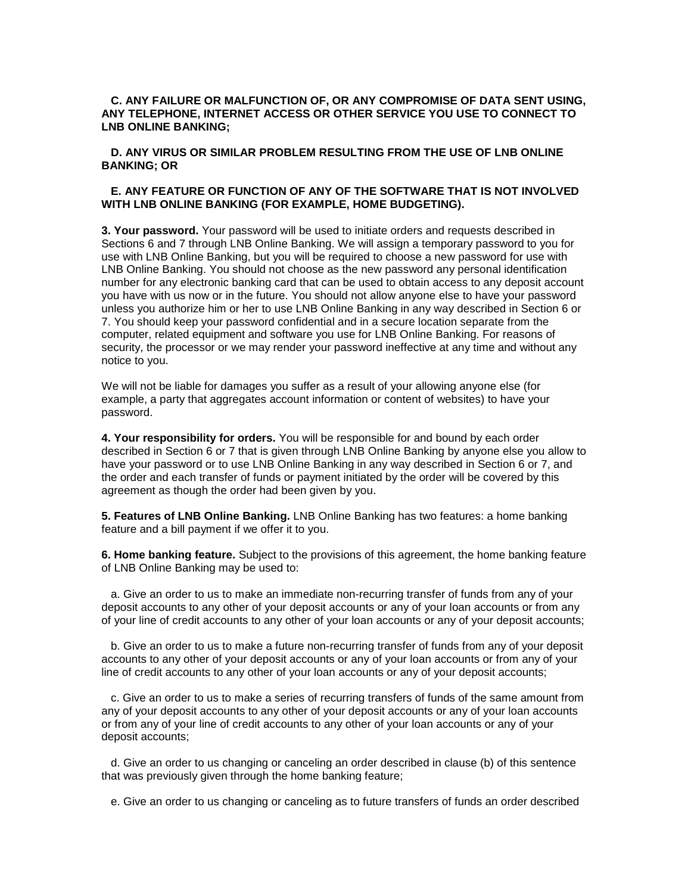**C. ANY FAILURE OR MALFUNCTION OF, OR ANY COMPROMISE OF DATA SENT USING, ANY TELEPHONE, INTERNET ACCESS OR OTHER SERVICE YOU USE TO CONNECT TO LNB ONLINE BANKING;**

**D. ANY VIRUS OR SIMILAR PROBLEM RESULTING FROM THE USE OF LNB ONLINE BANKING; OR**

**E. ANY FEATURE OR FUNCTION OF ANY OF THE SOFTWARE THAT IS NOT INVOLVED WITH LNB ONLINE BANKING (FOR EXAMPLE, HOME BUDGETING).**

**3. Your password.** Your password will be used to initiate orders and requests described in Sections 6 and 7 through LNB Online Banking. We will assign a temporary password to you for use with LNB Online Banking, but you will be required to choose a new password for use with LNB Online Banking. You should not choose as the new password any personal identification number for any electronic banking card that can be used to obtain access to any deposit account you have with us now or in the future. You should not allow anyone else to have your password unless you authorize him or her to use LNB Online Banking in any way described in Section 6 or 7. You should keep your password confidential and in a secure location separate from the computer, related equipment and software you use for LNB Online Banking. For reasons of security, the processor or we may render your password ineffective at any time and without any notice to you.

We will not be liable for damages you suffer as a result of your allowing anyone else (for example, a party that aggregates account information or content of websites) to have your password.

**4. Your responsibility for orders.** You will be responsible for and bound by each order described in Section 6 or 7 that is given through LNB Online Banking by anyone else you allow to have your password or to use LNB Online Banking in any way described in Section 6 or 7, and the order and each transfer of funds or payment initiated by the order will be covered by this agreement as though the order had been given by you.

**5. Features of LNB Online Banking.** LNB Online Banking has two features: a home banking feature and a bill payment if we offer it to you.

**6. Home banking feature.** Subject to the provisions of this agreement, the home banking feature of LNB Online Banking may be used to:

a. Give an order to us to make an immediate non-recurring transfer of funds from any of your deposit accounts to any other of your deposit accounts or any of your loan accounts or from any of your line of credit accounts to any other of your loan accounts or any of your deposit accounts;

b. Give an order to us to make a future non-recurring transfer of funds from any of your deposit accounts to any other of your deposit accounts or any of your loan accounts or from any of your line of credit accounts to any other of your loan accounts or any of your deposit accounts;

c. Give an order to us to make a series of recurring transfers of funds of the same amount from any of your deposit accounts to any other of your deposit accounts or any of your loan accounts or from any of your line of credit accounts to any other of your loan accounts or any of your deposit accounts;

d. Give an order to us changing or canceling an order described in clause (b) of this sentence that was previously given through the home banking feature;

e. Give an order to us changing or canceling as to future transfers of funds an order described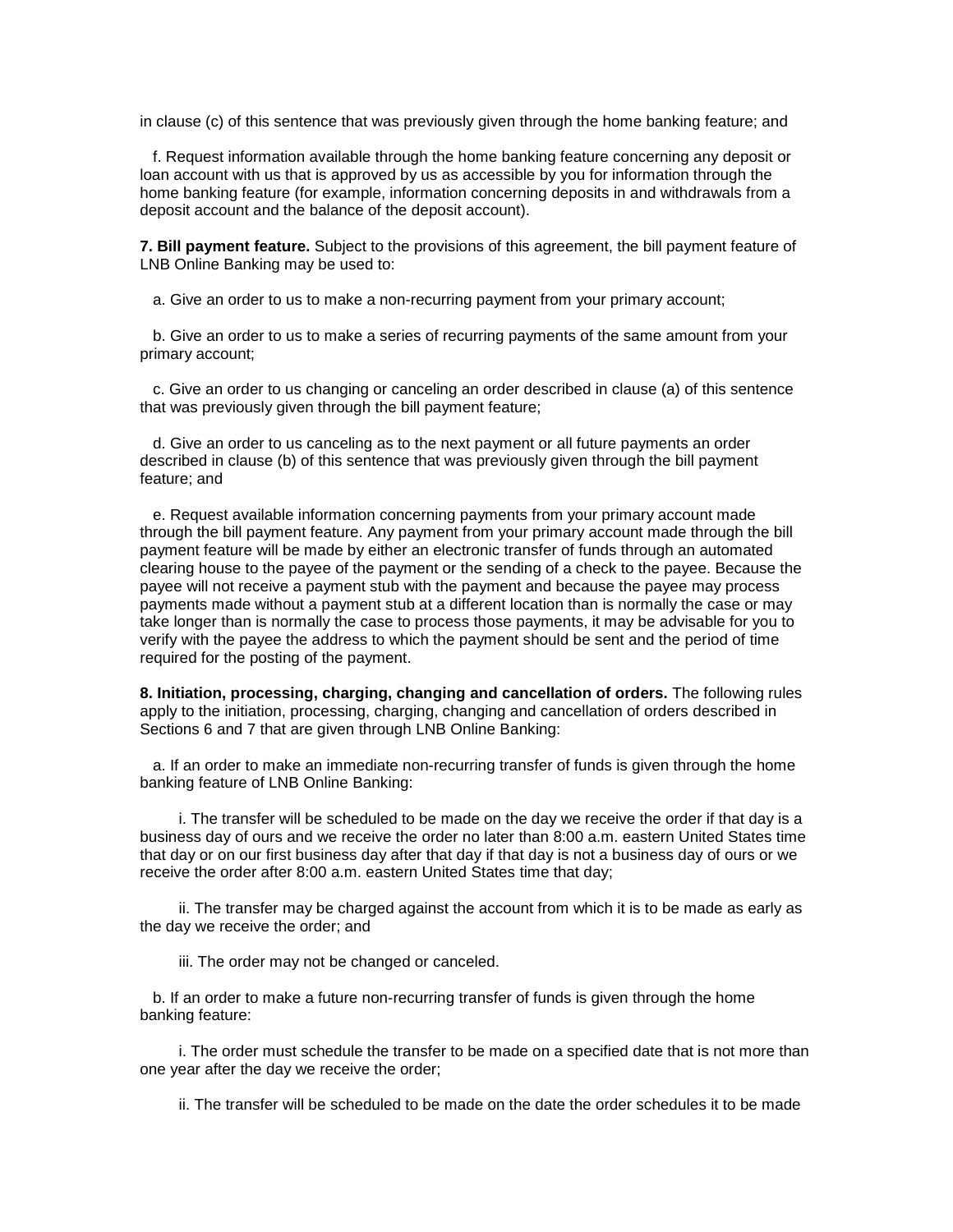in clause (c) of this sentence that was previously given through the home banking feature; and

f. Request information available through the home banking feature concerning any deposit or loan account with us that is approved by us as accessible by you for information through the home banking feature (for example, information concerning deposits in and withdrawals from a deposit account and the balance of the deposit account).

**7. Bill payment feature.** Subject to the provisions of this agreement, the bill payment feature of LNB Online Banking may be used to:

a. Give an order to us to make a non-recurring payment from your primary account;

b. Give an order to us to make a series of recurring payments of the same amount from your primary account;

c. Give an order to us changing or canceling an order described in clause (a) of this sentence that was previously given through the bill payment feature;

d. Give an order to us canceling as to the next payment or all future payments an order described in clause (b) of this sentence that was previously given through the bill payment feature; and

e. Request available information concerning payments from your primary account made through the bill payment feature. Any payment from your primary account made through the bill payment feature will be made by either an electronic transfer of funds through an automated clearing house to the payee of the payment or the sending of a check to the payee. Because the payee will not receive a payment stub with the payment and because the payee may process payments made without a payment stub at a different location than is normally the case or may take longer than is normally the case to process those payments, it may be advisable for you to verify with the payee the address to which the payment should be sent and the period of time required for the posting of the payment.

**8. Initiation, processing, charging, changing and cancellation of orders.** The following rules apply to the initiation, processing, charging, changing and cancellation of orders described in Sections 6 and 7 that are given through LNB Online Banking:

a. If an order to make an immediate non-recurring transfer of funds is given through the home banking feature of LNB Online Banking:

i. The transfer will be scheduled to be made on the day we receive the order if that day is a business day of ours and we receive the order no later than 8:00 a.m. eastern United States time that day or on our first business day after that day if that day is not a business day of ours or we receive the order after 8:00 a.m. eastern United States time that day;

ii. The transfer may be charged against the account from which it is to be made as early as the day we receive the order; and

iii. The order may not be changed or canceled.

b. If an order to make a future non-recurring transfer of funds is given through the home banking feature:

i. The order must schedule the transfer to be made on a specified date that is not more than one year after the day we receive the order;

ii. The transfer will be scheduled to be made on the date the order schedules it to be made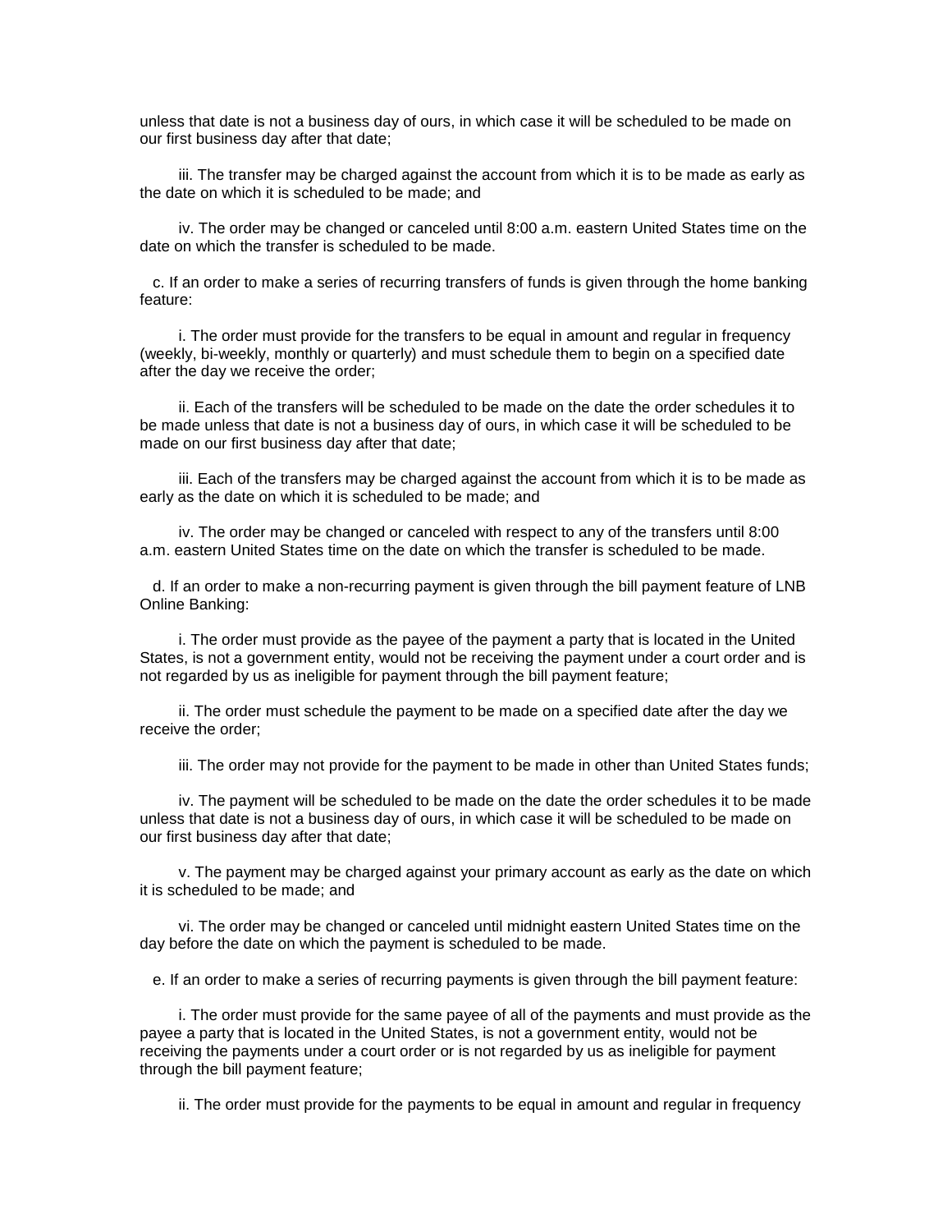unless that date is not a business day of ours, in which case it will be scheduled to be made on our first business day after that date;

iii. The transfer may be charged against the account from which it is to be made as early as the date on which it is scheduled to be made; and

iv. The order may be changed or canceled until 8:00 a.m. eastern United States time on the date on which the transfer is scheduled to be made.

c. If an order to make a series of recurring transfers of funds is given through the home banking feature:

i. The order must provide for the transfers to be equal in amount and regular in frequency (weekly, bi-weekly, monthly or quarterly) and must schedule them to begin on a specified date after the day we receive the order;

ii. Each of the transfers will be scheduled to be made on the date the order schedules it to be made unless that date is not a business day of ours, in which case it will be scheduled to be made on our first business day after that date;

iii. Each of the transfers may be charged against the account from which it is to be made as early as the date on which it is scheduled to be made; and

iv. The order may be changed or canceled with respect to any of the transfers until 8:00 a.m. eastern United States time on the date on which the transfer is scheduled to be made.

d. If an order to make a non-recurring payment is given through the bill payment feature of LNB Online Banking:

i. The order must provide as the payee of the payment a party that is located in the United States, is not a government entity, would not be receiving the payment under a court order and is not regarded by us as ineligible for payment through the bill payment feature;

ii. The order must schedule the payment to be made on a specified date after the day we receive the order;

iii. The order may not provide for the payment to be made in other than United States funds;

iv. The payment will be scheduled to be made on the date the order schedules it to be made unless that date is not a business day of ours, in which case it will be scheduled to be made on our first business day after that date;

v. The payment may be charged against your primary account as early as the date on which it is scheduled to be made; and

vi. The order may be changed or canceled until midnight eastern United States time on the day before the date on which the payment is scheduled to be made.

e. If an order to make a series of recurring payments is given through the bill payment feature:

i. The order must provide for the same payee of all of the payments and must provide as the payee a party that is located in the United States, is not a government entity, would not be receiving the payments under a court order or is not regarded by us as ineligible for payment through the bill payment feature;

ii. The order must provide for the payments to be equal in amount and regular in frequency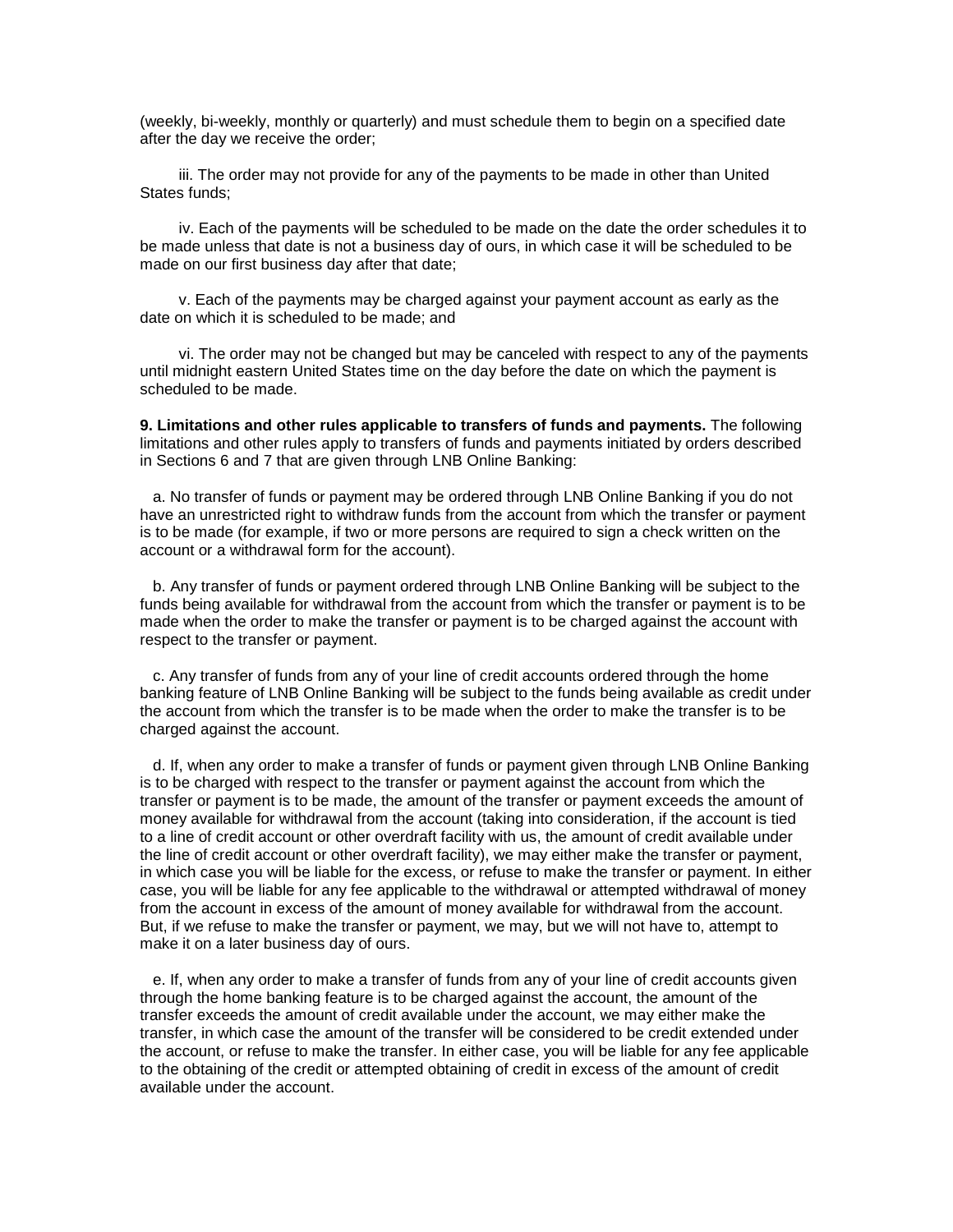(weekly, bi-weekly, monthly or quarterly) and must schedule them to begin on a specified date after the day we receive the order;

iii. The order may not provide for any of the payments to be made in other than United States funds;

iv. Each of the payments will be scheduled to be made on the date the order schedules it to be made unless that date is not a business day of ours, in which case it will be scheduled to be made on our first business day after that date;

v. Each of the payments may be charged against your payment account as early as the date on which it is scheduled to be made; and

vi. The order may not be changed but may be canceled with respect to any of the payments until midnight eastern United States time on the day before the date on which the payment is scheduled to be made.

**9. Limitations and other rules applicable to transfers of funds and payments.** The following limitations and other rules apply to transfers of funds and payments initiated by orders described in Sections 6 and 7 that are given through LNB Online Banking:

a. No transfer of funds or payment may be ordered through LNB Online Banking if you do not have an unrestricted right to withdraw funds from the account from which the transfer or payment is to be made (for example, if two or more persons are required to sign a check written on the account or a withdrawal form for the account).

b. Any transfer of funds or payment ordered through LNB Online Banking will be subject to the funds being available for withdrawal from the account from which the transfer or payment is to be made when the order to make the transfer or payment is to be charged against the account with respect to the transfer or payment.

c. Any transfer of funds from any of your line of credit accounts ordered through the home banking feature of LNB Online Banking will be subject to the funds being available as credit under the account from which the transfer is to be made when the order to make the transfer is to be charged against the account.

d. If, when any order to make a transfer of funds or payment given through LNB Online Banking is to be charged with respect to the transfer or payment against the account from which the transfer or payment is to be made, the amount of the transfer or payment exceeds the amount of money available for withdrawal from the account (taking into consideration, if the account is tied to a line of credit account or other overdraft facility with us, the amount of credit available under the line of credit account or other overdraft facility), we may either make the transfer or payment, in which case you will be liable for the excess, or refuse to make the transfer or payment. In either case, you will be liable for any fee applicable to the withdrawal or attempted withdrawal of money from the account in excess of the amount of money available for withdrawal from the account. But, if we refuse to make the transfer or payment, we may, but we will not have to, attempt to make it on a later business day of ours.

e. If, when any order to make a transfer of funds from any of your line of credit accounts given through the home banking feature is to be charged against the account, the amount of the transfer exceeds the amount of credit available under the account, we may either make the transfer, in which case the amount of the transfer will be considered to be credit extended under the account, or refuse to make the transfer. In either case, you will be liable for any fee applicable to the obtaining of the credit or attempted obtaining of credit in excess of the amount of credit available under the account.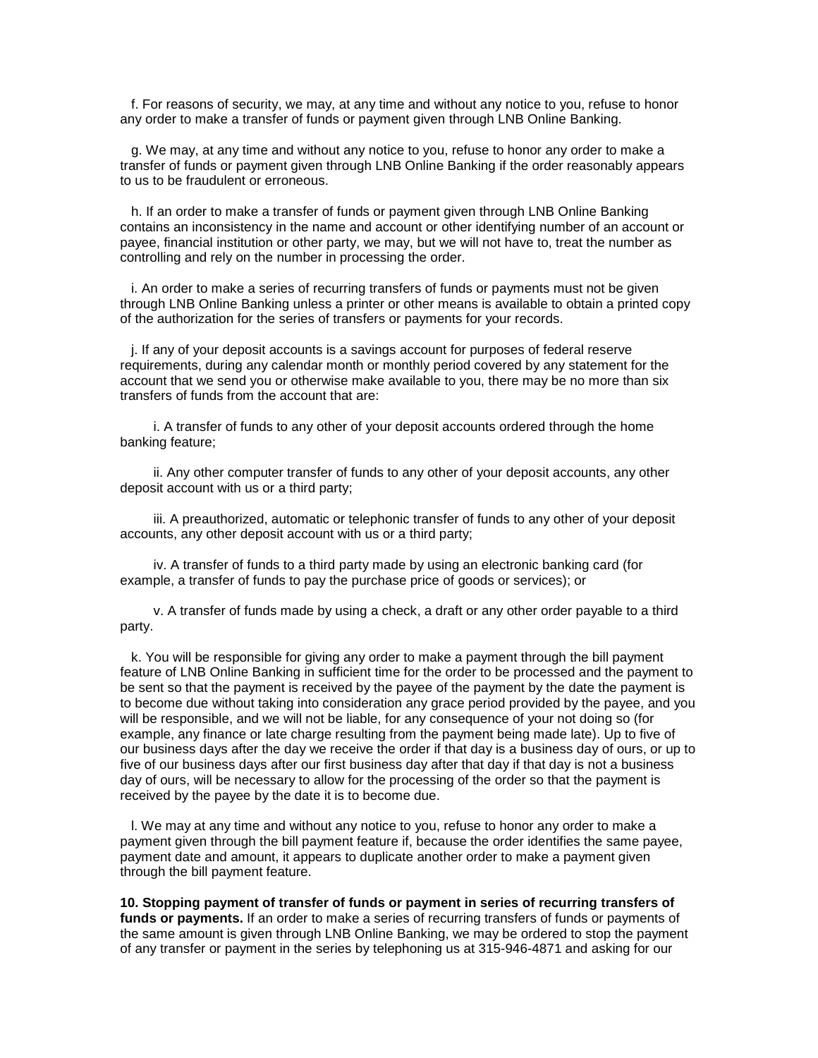f. For reasons of security, we may, at any time and without any notice to you, refuse to honor any order to make a transfer of funds or payment given through LNB Online Banking.

g. We may, at any time and without any notice to you, refuse to honor any order to make a transfer of funds or payment given through LNB Online Banking if the order reasonably appears to us to be fraudulent or erroneous.

h. If an order to make a transfer of funds or payment given through LNB Online Banking contains an inconsistency in the name and account or other identifying number of an account or payee, financial institution or other party, we may, but we will not have to, treat the number as controlling and rely on the number in processing the order.

i. An order to make a series of recurring transfers of funds or payments must not be given through LNB Online Banking unless a printer or other means is available to obtain a printed copy of the authorization for the series of transfers or payments for your records.

j. If any of your deposit accounts is a savings account for purposes of federal reserve requirements, during any calendar month or monthly period covered by any statement for the account that we send you or otherwise make available to you, there may be no more than six transfers of funds from the account that are:

i. A transfer of funds to any other of your deposit accounts ordered through the home banking feature;

ii. Any other computer transfer of funds to any other of your deposit accounts, any other deposit account with us or a third party;

iii. A preauthorized, automatic or telephonic transfer of funds to any other of your deposit accounts, any other deposit account with us or a third party;

iv. A transfer of funds to a third party made by using an electronic banking card (for example, a transfer of funds to pay the purchase price of goods or services); or

v. A transfer of funds made by using a check, a draft or any other order payable to a third party.

k. You will be responsible for giving any order to make a payment through the bill payment feature of LNB Online Banking in sufficient time for the order to be processed and the payment to be sent so that the payment is received by the payee of the payment by the date the payment is to become due without taking into consideration any grace period provided by the payee, and you will be responsible, and we will not be liable, for any consequence of your not doing so (for example, any finance or late charge resulting from the payment being made late). Up to five of our business days after the day we receive the order if that day is a business day of ours, or up to five of our business days after our first business day after that day if that day is not a business day of ours, will be necessary to allow for the processing of the order so that the payment is received by the payee by the date it is to become due.

l. We may at any time and without any notice to you, refuse to honor any order to make a payment given through the bill payment feature if, because the order identifies the same payee, payment date and amount, it appears to duplicate another order to make a payment given through the bill payment feature.

**10. Stopping payment of transfer of funds or payment in series of recurring transfers of funds or payments.** If an order to make a series of recurring transfers of funds or payments of the same amount is given through LNB Online Banking, we may be ordered to stop the payment of any transfer or payment in the series by telephoning us at 315-946-4871 and asking for our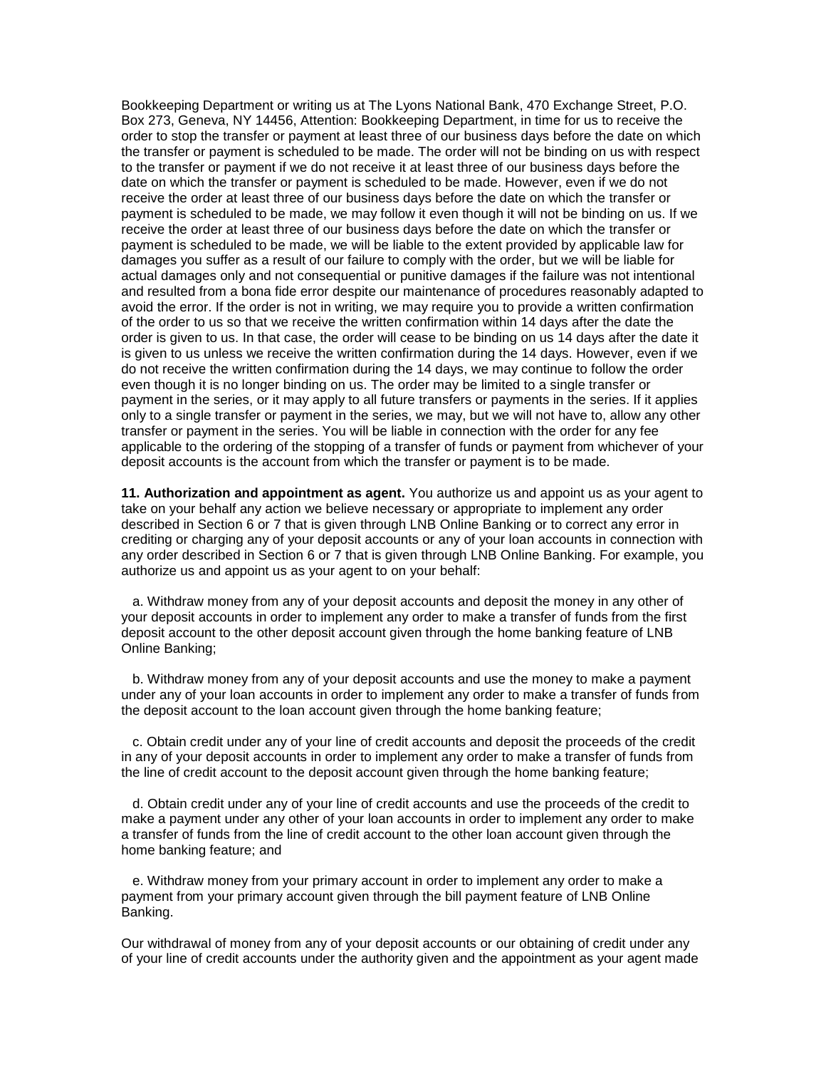Bookkeeping Department or writing us at The Lyons National Bank, 470 Exchange Street, P.O. Box 273, Geneva, NY 14456, Attention: Bookkeeping Department, in time for us to receive the order to stop the transfer or payment at least three of our business days before the date on which the transfer or payment is scheduled to be made. The order will not be binding on us with respect to the transfer or payment if we do not receive it at least three of our business days before the date on which the transfer or payment is scheduled to be made. However, even if we do not receive the order at least three of our business days before the date on which the transfer or payment is scheduled to be made, we may follow it even though it will not be binding on us. If we receive the order at least three of our business days before the date on which the transfer or payment is scheduled to be made, we will be liable to the extent provided by applicable law for damages you suffer as a result of our failure to comply with the order, but we will be liable for actual damages only and not consequential or punitive damages if the failure was not intentional and resulted from a bona fide error despite our maintenance of procedures reasonably adapted to avoid the error. If the order is not in writing, we may require you to provide a written confirmation of the order to us so that we receive the written confirmation within 14 days after the date the order is given to us. In that case, the order will cease to be binding on us 14 days after the date it is given to us unless we receive the written confirmation during the 14 days. However, even if we do not receive the written confirmation during the 14 days, we may continue to follow the order even though it is no longer binding on us. The order may be limited to a single transfer or payment in the series, or it may apply to all future transfers or payments in the series. If it applies only to a single transfer or payment in the series, we may, but we will not have to, allow any other transfer or payment in the series. You will be liable in connection with the order for any fee applicable to the ordering of the stopping of a transfer of funds or payment from whichever of your deposit accounts is the account from which the transfer or payment is to be made.

**11. Authorization and appointment as agent.** You authorize us and appoint us as your agent to take on your behalf any action we believe necessary or appropriate to implement any order described in Section 6 or 7 that is given through LNB Online Banking or to correct any error in crediting or charging any of your deposit accounts or any of your loan accounts in connection with any order described in Section 6 or 7 that is given through LNB Online Banking. For example, you authorize us and appoint us as your agent to on your behalf:

a. Withdraw money from any of your deposit accounts and deposit the money in any other of your deposit accounts in order to implement any order to make a transfer of funds from the first deposit account to the other deposit account given through the home banking feature of LNB Online Banking;

b. Withdraw money from any of your deposit accounts and use the money to make a payment under any of your loan accounts in order to implement any order to make a transfer of funds from the deposit account to the loan account given through the home banking feature;

c. Obtain credit under any of your line of credit accounts and deposit the proceeds of the credit in any of your deposit accounts in order to implement any order to make a transfer of funds from the line of credit account to the deposit account given through the home banking feature;

d. Obtain credit under any of your line of credit accounts and use the proceeds of the credit to make a payment under any other of your loan accounts in order to implement any order to make a transfer of funds from the line of credit account to the other loan account given through the home banking feature; and

e. Withdraw money from your primary account in order to implement any order to make a payment from your primary account given through the bill payment feature of LNB Online Banking.

Our withdrawal of money from any of your deposit accounts or our obtaining of credit under any of your line of credit accounts under the authority given and the appointment as your agent made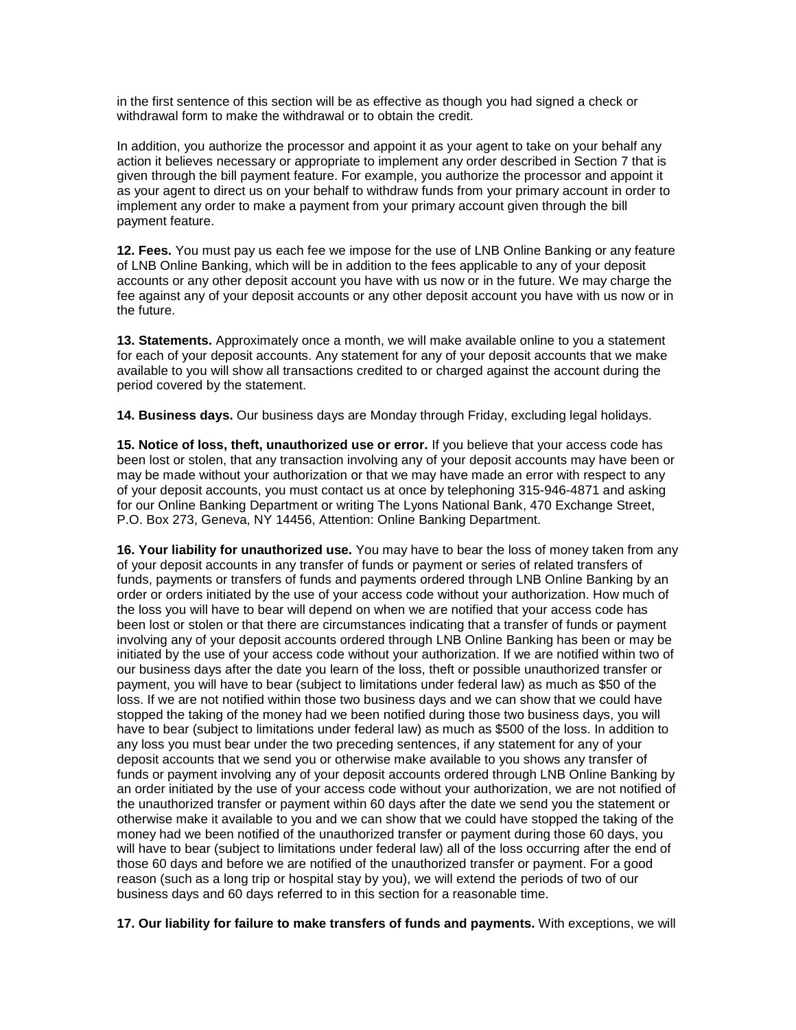in the first sentence of this section will be as effective as though you had signed a check or withdrawal form to make the withdrawal or to obtain the credit.

In addition, you authorize the processor and appoint it as your agent to take on your behalf any action it believes necessary or appropriate to implement any order described in Section 7 that is given through the bill payment feature. For example, you authorize the processor and appoint it as your agent to direct us on your behalf to withdraw funds from your primary account in order to implement any order to make a payment from your primary account given through the bill payment feature.

**12. Fees.** You must pay us each fee we impose for the use of LNB Online Banking or any feature of LNB Online Banking, which will be in addition to the fees applicable to any of your deposit accounts or any other deposit account you have with us now or in the future. We may charge the fee against any of your deposit accounts or any other deposit account you have with us now or in the future.

**13. Statements.** Approximately once a month, we will make available online to you a statement for each of your deposit accounts. Any statement for any of your deposit accounts that we make available to you will show all transactions credited to or charged against the account during the period covered by the statement.

**14. Business days.** Our business days are Monday through Friday, excluding legal holidays.

**15. Notice of loss, theft, unauthorized use or error.** If you believe that your access code has been lost or stolen, that any transaction involving any of your deposit accounts may have been or may be made without your authorization or that we may have made an error with respect to any of your deposit accounts, you must contact us at once by telephoning 315-946-4871 and asking for our Online Banking Department or writing The Lyons National Bank, 470 Exchange Street, P.O. Box 273, Geneva, NY 14456, Attention: Online Banking Department.

**16. Your liability for unauthorized use.** You may have to bear the loss of money taken from any of your deposit accounts in any transfer of funds or payment or series of related transfers of funds, payments or transfers of funds and payments ordered through LNB Online Banking by an order or orders initiated by the use of your access code without your authorization. How much of the loss you will have to bear will depend on when we are notified that your access code has been lost or stolen or that there are circumstances indicating that a transfer of funds or payment involving any of your deposit accounts ordered through LNB Online Banking has been or may be initiated by the use of your access code without your authorization. If we are notified within two of our business days after the date you learn of the loss, theft or possible unauthorized transfer or payment, you will have to bear (subject to limitations under federal law) as much as $50 of the loss. If we are not notified within those two business days and we can show that we could have stopped the taking of the money had we been notified during those two business days, you will have to bear (subject to limitations under federal law) as much as $500 of the loss. In addition to any loss you must bear under the two preceding sentences, if any statement for any of your deposit accounts that we send you or otherwise make available to you shows any transfer of funds or payment involving any of your deposit accounts ordered through LNB Online Banking by an order initiated by the use of your access code without your authorization, we are not notified of the unauthorized transfer or payment within 60 days after the date we send you the statement or otherwise make it available to you and we can show that we could have stopped the taking of the money had we been notified of the unauthorized transfer or payment during those 60 days, you will have to bear (subject to limitations under federal law) all of the loss occurring after the end of those 60 days and before we are notified of the unauthorized transfer or payment. For a good reason (such as a long trip or hospital stay by you), we will extend the periods of two of our business days and 60 days referred to in this section for a reasonable time.

**17. Our liability for failure to make transfers of funds and payments.** With exceptions, we will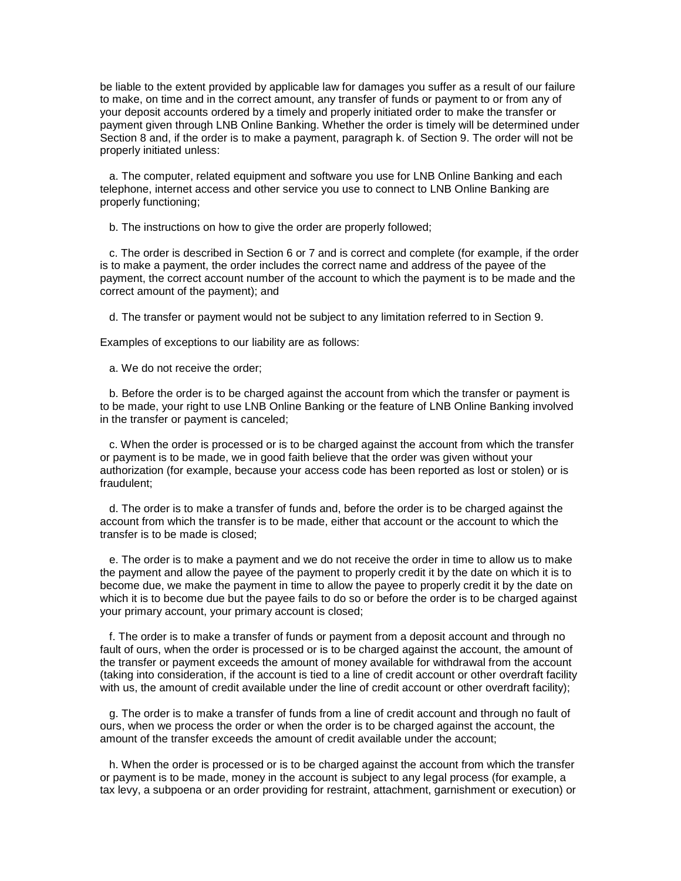be liable to the extent provided by applicable law for damages you suffer as a result of our failure to make, on time and in the correct amount, any transfer of funds or payment to or from any of your deposit accounts ordered by a timely and properly initiated order to make the transfer or payment given through LNB Online Banking. Whether the order is timely will be determined under Section 8 and, if the order is to make a payment, paragraph k. of Section 9. The order will not be properly initiated unless:

a. The computer, related equipment and software you use for LNB Online Banking and each telephone, internet access and other service you use to connect to LNB Online Banking are properly functioning;

b. The instructions on how to give the order are properly followed;

c. The order is described in Section 6 or 7 and is correct and complete (for example, if the order is to make a payment, the order includes the correct name and address of the payee of the payment, the correct account number of the account to which the payment is to be made and the correct amount of the payment); and

d. The transfer or payment would not be subject to any limitation referred to in Section 9.

Examples of exceptions to our liability are as follows:

a. We do not receive the order;

b. Before the order is to be charged against the account from which the transfer or payment is to be made, your right to use LNB Online Banking or the feature of LNB Online Banking involved in the transfer or payment is canceled;

c. When the order is processed or is to be charged against the account from which the transfer or payment is to be made, we in good faith believe that the order was given without your authorization (for example, because your access code has been reported as lost or stolen) or is fraudulent;

d. The order is to make a transfer of funds and, before the order is to be charged against the account from which the transfer is to be made, either that account or the account to which the transfer is to be made is closed;

e. The order is to make a payment and we do not receive the order in time to allow us to make the payment and allow the payee of the payment to properly credit it by the date on which it is to become due, we make the payment in time to allow the payee to properly credit it by the date on which it is to become due but the payee fails to do so or before the order is to be charged against your primary account, your primary account is closed;

f. The order is to make a transfer of funds or payment from a deposit account and through no fault of ours, when the order is processed or is to be charged against the account, the amount of the transfer or payment exceeds the amount of money available for withdrawal from the account (taking into consideration, if the account is tied to a line of credit account or other overdraft facility with us, the amount of credit available under the line of credit account or other overdraft facility);

g. The order is to make a transfer of funds from a line of credit account and through no fault of ours, when we process the order or when the order is to be charged against the account, the amount of the transfer exceeds the amount of credit available under the account;

h. When the order is processed or is to be charged against the account from which the transfer or payment is to be made, money in the account is subject to any legal process (for example, a tax levy, a subpoena or an order providing for restraint, attachment, garnishment or execution) or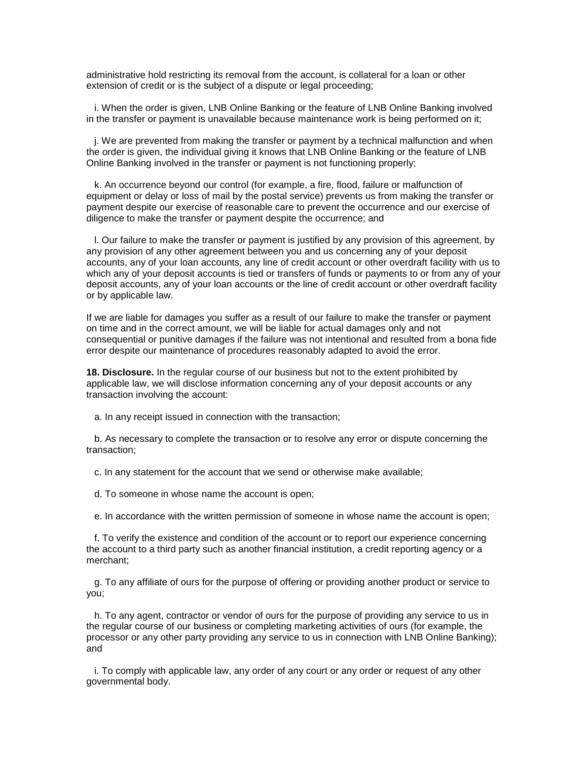administrative hold restricting its removal from the account, is collateral for a loan or other extension of credit or is the subject of a dispute or legal proceeding;

i. When the order is given, LNB Online Banking or the feature of LNB Online Banking involved in the transfer or payment is unavailable because maintenance work is being performed on it;

j. We are prevented from making the transfer or payment by a technical malfunction and when the order is given, the individual giving it knows that LNB Online Banking or the feature of LNB Online Banking involved in the transfer or payment is not functioning properly;

k. An occurrence beyond our control (for example, a fire, flood, failure or malfunction of equipment or delay or loss of mail by the postal service) prevents us from making the transfer or payment despite our exercise of reasonable care to prevent the occurrence and our exercise of diligence to make the transfer or payment despite the occurrence; and

l. Our failure to make the transfer or payment is justified by any provision of this agreement, by any provision of any other agreement between you and us concerning any of your deposit accounts, any of your loan accounts, any line of credit account or other overdraft facility with us to which any of your deposit accounts is tied or transfers of funds or payments to or from any of your deposit accounts, any of your loan accounts or the line of credit account or other overdraft facility or by applicable law.

If we are liable for damages you suffer as a result of our failure to make the transfer or payment on time and in the correct amount, we will be liable for actual damages only and not consequential or punitive damages if the failure was not intentional and resulted from a bona fide error despite our maintenance of procedures reasonably adapted to avoid the error.

**18. Disclosure.** In the regular course of our business but not to the extent prohibited by applicable law, we will disclose information concerning any of your deposit accounts or any transaction involving the account:

a. In any receipt issued in connection with the transaction;

b. As necessary to complete the transaction or to resolve any error or dispute concerning the transaction;

c. In any statement for the account that we send or otherwise make available;

d. To someone in whose name the account is open;

e. In accordance with the written permission of someone in whose name the account is open;

f. To verify the existence and condition of the account or to report our experience concerning the account to a third party such as another financial institution, a credit reporting agency or a merchant;

g. To any affiliate of ours for the purpose of offering or providing another product or service to you;

h. To any agent, contractor or vendor of ours for the purpose of providing any service to us in the regular course of our business or completing marketing activities of ours (for example, the processor or any other party providing any service to us in connection with LNB Online Banking); and

i. To comply with applicable law, any order of any court or any order or request of any other governmental body.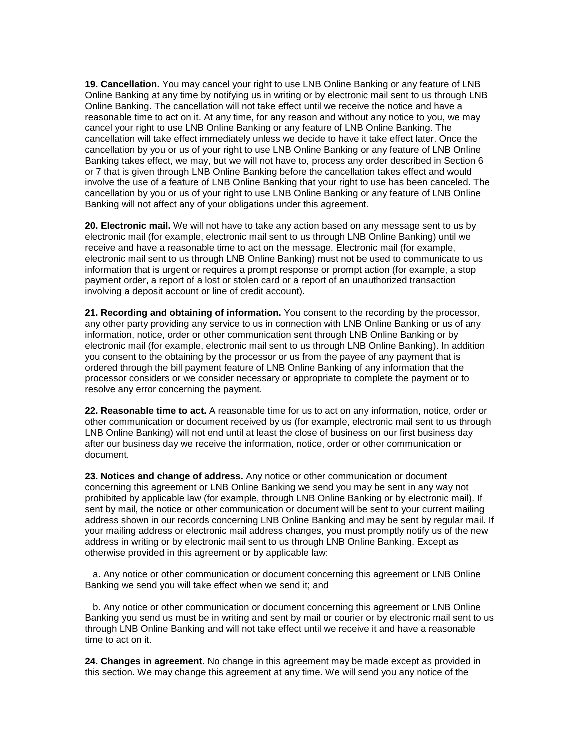**19. Cancellation.** You may cancel your right to use LNB Online Banking or any feature of LNB Online Banking at any time by notifying us in writing or by electronic mail sent to us through LNB Online Banking. The cancellation will not take effect until we receive the notice and have a reasonable time to act on it. At any time, for any reason and without any notice to you, we may cancel your right to use LNB Online Banking or any feature of LNB Online Banking. The cancellation will take effect immediately unless we decide to have it take effect later. Once the cancellation by you or us of your right to use LNB Online Banking or any feature of LNB Online Banking takes effect, we may, but we will not have to, process any order described in Section 6 or 7 that is given through LNB Online Banking before the cancellation takes effect and would involve the use of a feature of LNB Online Banking that your right to use has been canceled. The cancellation by you or us of your right to use LNB Online Banking or any feature of LNB Online Banking will not affect any of your obligations under this agreement.

**20. Electronic mail.** We will not have to take any action based on any message sent to us by electronic mail (for example, electronic mail sent to us through LNB Online Banking) until we receive and have a reasonable time to act on the message. Electronic mail (for example, electronic mail sent to us through LNB Online Banking) must not be used to communicate to us information that is urgent or requires a prompt response or prompt action (for example, a stop payment order, a report of a lost or stolen card or a report of an unauthorized transaction involving a deposit account or line of credit account).

**21. Recording and obtaining of information.** You consent to the recording by the processor, any other party providing any service to us in connection with LNB Online Banking or us of any information, notice, order or other communication sent through LNB Online Banking or by electronic mail (for example, electronic mail sent to us through LNB Online Banking). In addition you consent to the obtaining by the processor or us from the payee of any payment that is ordered through the bill payment feature of LNB Online Banking of any information that the processor considers or we consider necessary or appropriate to complete the payment or to resolve any error concerning the payment.

**22. Reasonable time to act.** A reasonable time for us to act on any information, notice, order or other communication or document received by us (for example, electronic mail sent to us through LNB Online Banking) will not end until at least the close of business on our first business day after our business day we receive the information, notice, order or other communication or document.

**23. Notices and change of address.** Any notice or other communication or document concerning this agreement or LNB Online Banking we send you may be sent in any way not prohibited by applicable law (for example, through LNB Online Banking or by electronic mail). If sent by mail, the notice or other communication or document will be sent to your current mailing address shown in our records concerning LNB Online Banking and may be sent by regular mail. If your mailing address or electronic mail address changes, you must promptly notify us of the new address in writing or by electronic mail sent to us through LNB Online Banking. Except as otherwise provided in this agreement or by applicable law:

a. Any notice or other communication or document concerning this agreement or LNB Online Banking we send you will take effect when we send it; and

b. Any notice or other communication or document concerning this agreement or LNB Online Banking you send us must be in writing and sent by mail or courier or by electronic mail sent to us through LNB Online Banking and will not take effect until we receive it and have a reasonable time to act on it.

**24. Changes in agreement.** No change in this agreement may be made except as provided in this section. We may change this agreement at any time. We will send you any notice of the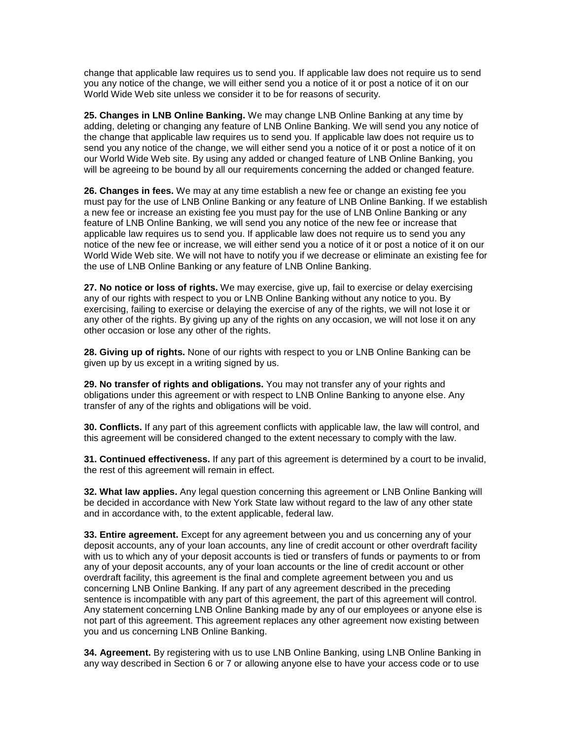change that applicable law requires us to send you. If applicable law does not require us to send you any notice of the change, we will either send you a notice of it or post a notice of it on our World Wide Web site unless we consider it to be for reasons of security.

**25. Changes in LNB Online Banking.** We may change LNB Online Banking at any time by adding, deleting or changing any feature of LNB Online Banking. We will send you any notice of the change that applicable law requires us to send you. If applicable law does not require us to send you any notice of the change, we will either send you a notice of it or post a notice of it on our World Wide Web site. By using any added or changed feature of LNB Online Banking, you will be agreeing to be bound by all our requirements concerning the added or changed feature.

**26. Changes in fees.** We may at any time establish a new fee or change an existing fee you must pay for the use of LNB Online Banking or any feature of LNB Online Banking. If we establish a new fee or increase an existing fee you must pay for the use of LNB Online Banking or any feature of LNB Online Banking, we will send you any notice of the new fee or increase that applicable law requires us to send you. If applicable law does not require us to send you any notice of the new fee or increase, we will either send you a notice of it or post a notice of it on our World Wide Web site. We will not have to notify you if we decrease or eliminate an existing fee for the use of LNB Online Banking or any feature of LNB Online Banking.

**27. No notice or loss of rights.** We may exercise, give up, fail to exercise or delay exercising any of our rights with respect to you or LNB Online Banking without any notice to you. By exercising, failing to exercise or delaying the exercise of any of the rights, we will not lose it or any other of the rights. By giving up any of the rights on any occasion, we will not lose it on any other occasion or lose any other of the rights.

**28. Giving up of rights.** None of our rights with respect to you or LNB Online Banking can be given up by us except in a writing signed by us.

**29. No transfer of rights and obligations.** You may not transfer any of your rights and obligations under this agreement or with respect to LNB Online Banking to anyone else. Any transfer of any of the rights and obligations will be void.

**30. Conflicts.** If any part of this agreement conflicts with applicable law, the law will control, and this agreement will be considered changed to the extent necessary to comply with the law.

**31. Continued effectiveness.** If any part of this agreement is determined by a court to be invalid, the rest of this agreement will remain in effect.

**32. What law applies.** Any legal question concerning this agreement or LNB Online Banking will be decided in accordance with New York State law without regard to the law of any other state and in accordance with, to the extent applicable, federal law.

**33. Entire agreement.** Except for any agreement between you and us concerning any of your deposit accounts, any of your loan accounts, any line of credit account or other overdraft facility with us to which any of your deposit accounts is tied or transfers of funds or payments to or from any of your deposit accounts, any of your loan accounts or the line of credit account or other overdraft facility, this agreement is the final and complete agreement between you and us concerning LNB Online Banking. If any part of any agreement described in the preceding sentence is incompatible with any part of this agreement, the part of this agreement will control. Any statement concerning LNB Online Banking made by any of our employees or anyone else is not part of this agreement. This agreement replaces any other agreement now existing between you and us concerning LNB Online Banking.

**34. Agreement.** By registering with us to use LNB Online Banking, using LNB Online Banking in any way described in Section 6 or 7 or allowing anyone else to have your access code or to use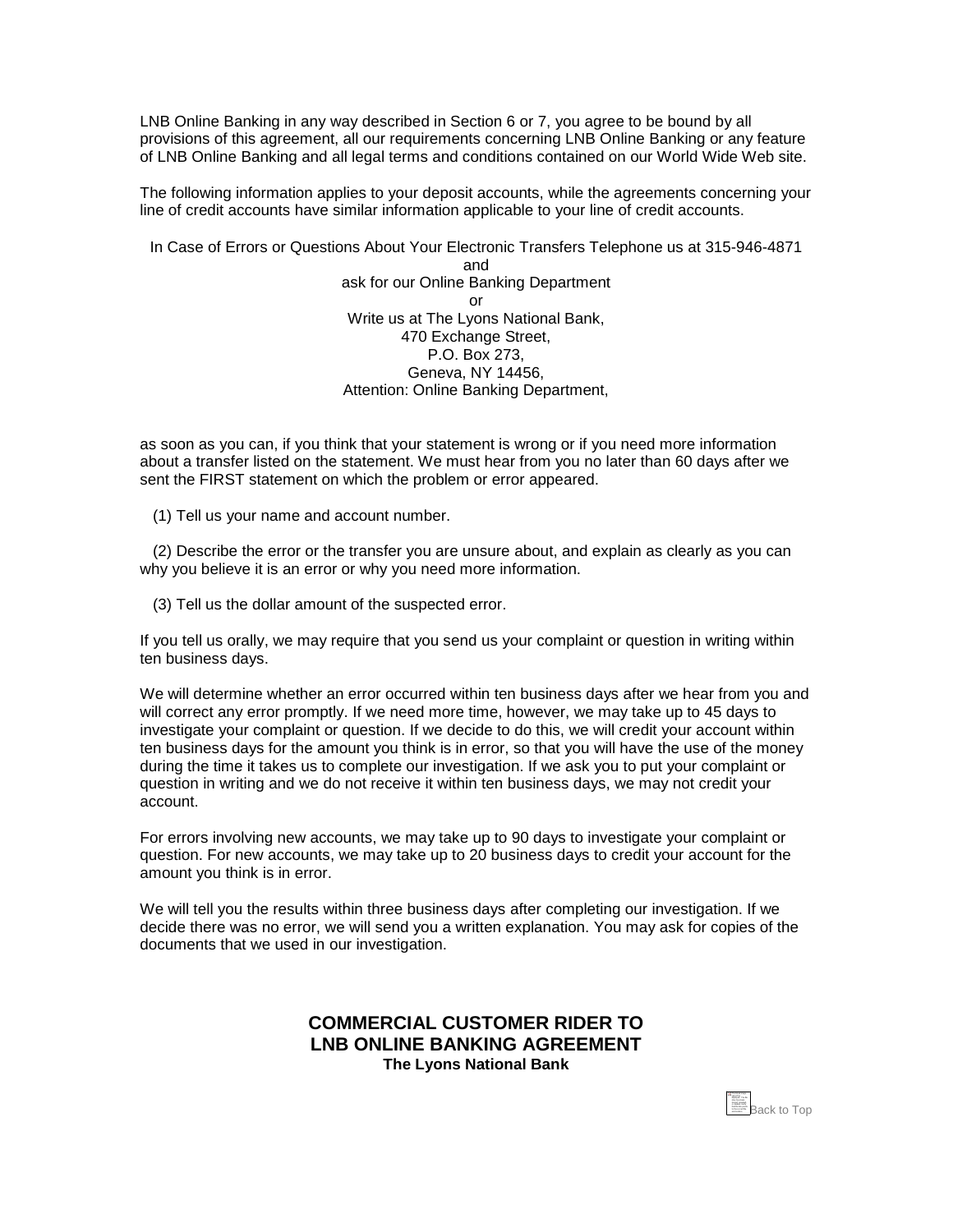LNB Online Banking in any way described in Section 6 or 7, you agree to be bound by all provisions of this agreement, all our requirements concerning LNB Online Banking or any feature of LNB Online Banking and all legal terms and conditions contained on our World Wide Web site.

The following information applies to your deposit accounts, while the agreements concerning your line of credit accounts have similar information applicable to your line of credit accounts.

In Case of Errors or Questions About Your Electronic Transfers Telephone us at 315-946-4871
and
ask for our Online Banking Department
or
Write us at The Lyons National Bank,
470 Exchange Street,
P.O. Box 273,
Geneva, NY 14456,
Attention: Online Banking Department,

as soon as you can, if you think that your statement is wrong or if you need more information about a transfer listed on the statement. We must hear from you no later than 60 days after we sent the FIRST statement on which the problem or error appeared.

(1) Tell us your name and account number.

(2) Describe the error or the transfer you are unsure about, and explain as clearly as you can why you believe it is an error or why you need more information.

(3) Tell us the dollar amount of the suspected error.

If you tell us orally, we may require that you send us your complaint or question in writing within ten business days.

We will determine whether an error occurred within ten business days after we hear from you and will correct any error promptly. If we need more time, however, we may take up to 45 days to investigate your complaint or question. If we decide to do this, we will credit your account within ten business days for the amount you think is in error, so that you will have the use of the money during the time it takes us to complete our investigation. If we ask you to put your complaint or question in writing and we do not receive it within ten business days, we may not credit your account.

For errors involving new accounts, we may take up to 90 days to investigate your complaint or question. For new accounts, we may take up to 20 business days to credit your account for the amount you think is in error.

We will tell you the results within three business days after completing our investigation. If we decide there was no error, we will send you a written explanation. You may ask for copies of the documents that we used in our investigation.

## COMMERCIAL CUSTOMER RIDER TO LNB ONLINE BANKING AGREEMENT

**The Lyons National Bank**

Back to Top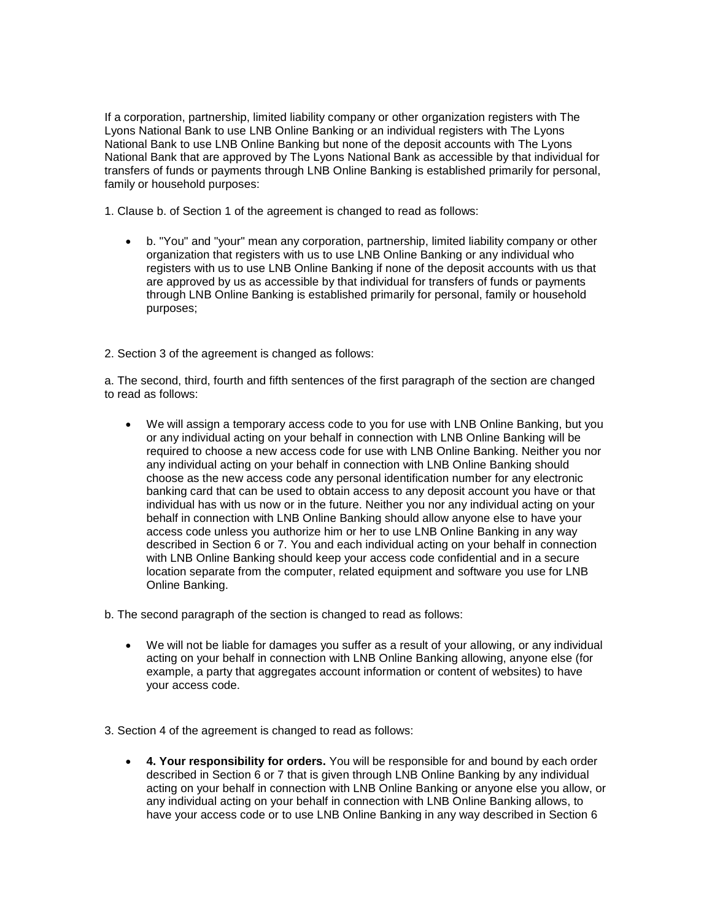If a corporation, partnership, limited liability company or other organization registers with The Lyons National Bank to use LNB Online Banking or an individual registers with The Lyons National Bank to use LNB Online Banking but none of the deposit accounts with The Lyons National Bank that are approved by The Lyons National Bank as accessible by that individual for transfers of funds or payments through LNB Online Banking is established primarily for personal, family or household purposes:

1. Clause b. of Section 1 of the agreement is changed to read as follows:

- b. "You" and "your" mean any corporation, partnership, limited liability company or other organization that registers with us to use LNB Online Banking or any individual who registers with us to use LNB Online Banking if none of the deposit accounts with us that are approved by us as accessible by that individual for transfers of funds or payments through LNB Online Banking is established primarily for personal, family or household purposes;

2. Section 3 of the agreement is changed as follows:

a. The second, third, fourth and fifth sentences of the first paragraph of the section are changed to read as follows:

- We will assign a temporary access code to you for use with LNB Online Banking, but you or any individual acting on your behalf in connection with LNB Online Banking will be required to choose a new access code for use with LNB Online Banking. Neither you nor any individual acting on your behalf in connection with LNB Online Banking should choose as the new access code any personal identification number for any electronic banking card that can be used to obtain access to any deposit account you have or that individual has with us now or in the future. Neither you nor any individual acting on your behalf in connection with LNB Online Banking should allow anyone else to have your access code unless you authorize him or her to use LNB Online Banking in any way described in Section 6 or 7. You and each individual acting on your behalf in connection with LNB Online Banking should keep your access code confidential and in a secure location separate from the computer, related equipment and software you use for LNB Online Banking.

b. The second paragraph of the section is changed to read as follows:

- We will not be liable for damages you suffer as a result of your allowing, or any individual acting on your behalf in connection with LNB Online Banking allowing, anyone else (for example, a party that aggregates account information or content of websites) to have your access code.

3. Section 4 of the agreement is changed to read as follows:

- **4. Your responsibility for orders.** You will be responsible for and bound by each order described in Section 6 or 7 that is given through LNB Online Banking by any individual acting on your behalf in connection with LNB Online Banking or anyone else you allow, or any individual acting on your behalf in connection with LNB Online Banking allows, to have your access code or to use LNB Online Banking in any way described in Section 6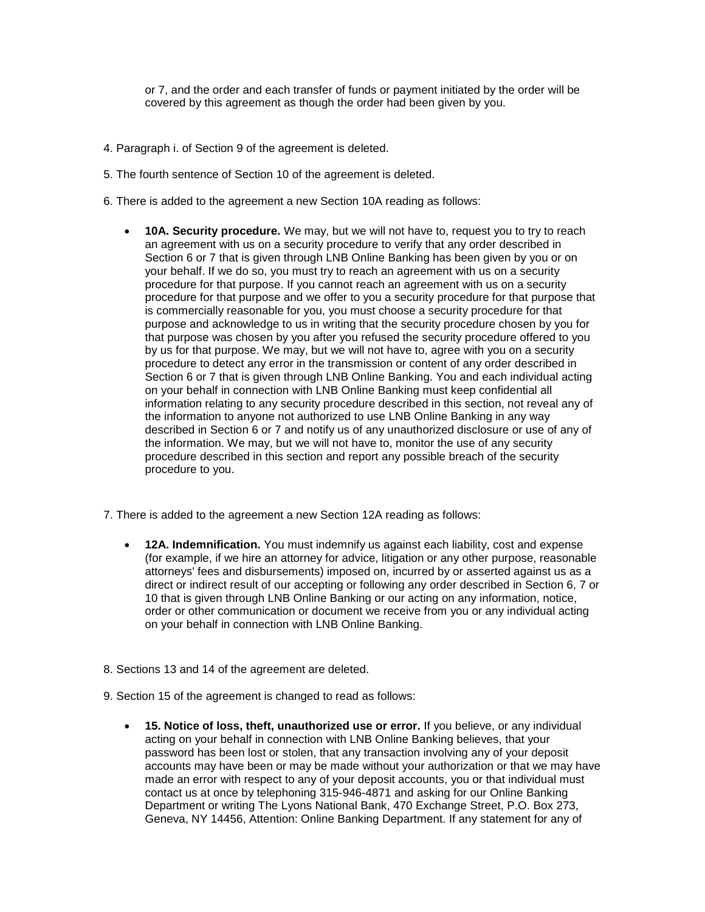or 7, and the order and each transfer of funds or payment initiated by the order will be covered by this agreement as though the order had been given by you.

4. Paragraph i. of Section 9 of the agreement is deleted.

5. The fourth sentence of Section 10 of the agreement is deleted.

6. There is added to the agreement a new Section 10A reading as follows:

- **10A. Security procedure.** We may, but we will not have to, request you to try to reach an agreement with us on a security procedure to verify that any order described in Section 6 or 7 that is given through LNB Online Banking has been given by you or on your behalf. If we do so, you must try to reach an agreement with us on a security procedure for that purpose. If you cannot reach an agreement with us on a security procedure for that purpose and we offer to you a security procedure for that purpose that is commercially reasonable for you, you must choose a security procedure for that purpose and acknowledge to us in writing that the security procedure chosen by you for that purpose was chosen by you after you refused the security procedure offered to you by us for that purpose. We may, but we will not have to, agree with you on a security procedure to detect any error in the transmission or content of any order described in Section 6 or 7 that is given through LNB Online Banking. You and each individual acting on your behalf in connection with LNB Online Banking must keep confidential all information relating to any security procedure described in this section, not reveal any of the information to anyone not authorized to use LNB Online Banking in any way described in Section 6 or 7 and notify us of any unauthorized disclosure or use of any of the information. We may, but we will not have to, monitor the use of any security procedure described in this section and report any possible breach of the security procedure to you.

7. There is added to the agreement a new Section 12A reading as follows:

- **12A. Indemnification.** You must indemnify us against each liability, cost and expense (for example, if we hire an attorney for advice, litigation or any other purpose, reasonable attorneys' fees and disbursements) imposed on, incurred by or asserted against us as a direct or indirect result of our accepting or following any order described in Section 6, 7 or 10 that is given through LNB Online Banking or our acting on any information, notice, order or other communication or document we receive from you or any individual acting on your behalf in connection with LNB Online Banking.

8. Sections 13 and 14 of the agreement are deleted.

9. Section 15 of the agreement is changed to read as follows:

- **15. Notice of loss, theft, unauthorized use or error.** If you believe, or any individual acting on your behalf in connection with LNB Online Banking believes, that your password has been lost or stolen, that any transaction involving any of your deposit accounts may have been or may be made without your authorization or that we may have made an error with respect to any of your deposit accounts, you or that individual must contact us at once by telephoning 315-946-4871 and asking for our Online Banking Department or writing The Lyons National Bank, 470 Exchange Street, P.O. Box 273, Geneva, NY 14456, Attention: Online Banking Department. If any statement for any of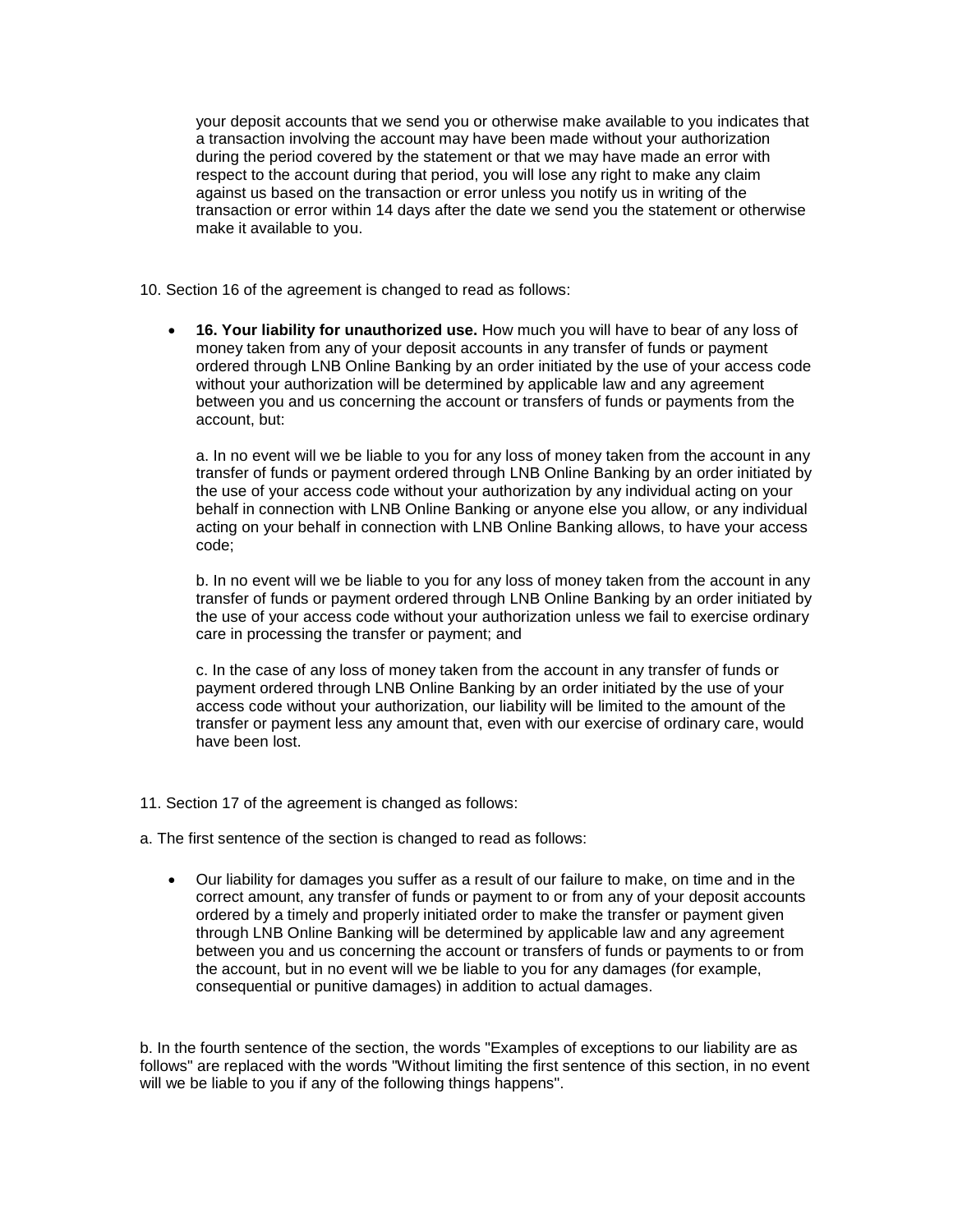your deposit accounts that we send you or otherwise make available to you indicates that a transaction involving the account may have been made without your authorization during the period covered by the statement or that we may have made an error with respect to the account during that period, you will lose any right to make any claim against us based on the transaction or error unless you notify us in writing of the transaction or error within 14 days after the date we send you the statement or otherwise make it available to you.

10. Section 16 of the agreement is changed to read as follows:

- **16. Your liability for unauthorized use.** How much you will have to bear of any loss of money taken from any of your deposit accounts in any transfer of funds or payment ordered through LNB Online Banking by an order initiated by the use of your access code without your authorization will be determined by applicable law and any agreement between you and us concerning the account or transfers of funds or payments from the account, but:

  a. In no event will we be liable to you for any loss of money taken from the account in any transfer of funds or payment ordered through LNB Online Banking by an order initiated by the use of your access code without your authorization by any individual acting on your behalf in connection with LNB Online Banking or anyone else you allow, or any individual acting on your behalf in connection with LNB Online Banking allows, to have your access code;

  b. In no event will we be liable to you for any loss of money taken from the account in any transfer of funds or payment ordered through LNB Online Banking by an order initiated by the use of your access code without your authorization unless we fail to exercise ordinary care in processing the transfer or payment; and

  c. In the case of any loss of money taken from the account in any transfer of funds or payment ordered through LNB Online Banking by an order initiated by the use of your access code without your authorization, our liability will be limited to the amount of the transfer or payment less any amount that, even with our exercise of ordinary care, would have been lost.

11. Section 17 of the agreement is changed as follows:

a. The first sentence of the section is changed to read as follows:

- Our liability for damages you suffer as a result of our failure to make, on time and in the correct amount, any transfer of funds or payment to or from any of your deposit accounts ordered by a timely and properly initiated order to make the transfer or payment given through LNB Online Banking will be determined by applicable law and any agreement between you and us concerning the account or transfers of funds or payments to or from the account, but in no event will we be liable to you for any damages (for example, consequential or punitive damages) in addition to actual damages.

b. In the fourth sentence of the section, the words "Examples of exceptions to our liability are as follows" are replaced with the words "Without limiting the first sentence of this section, in no event will we be liable to you if any of the following things happens".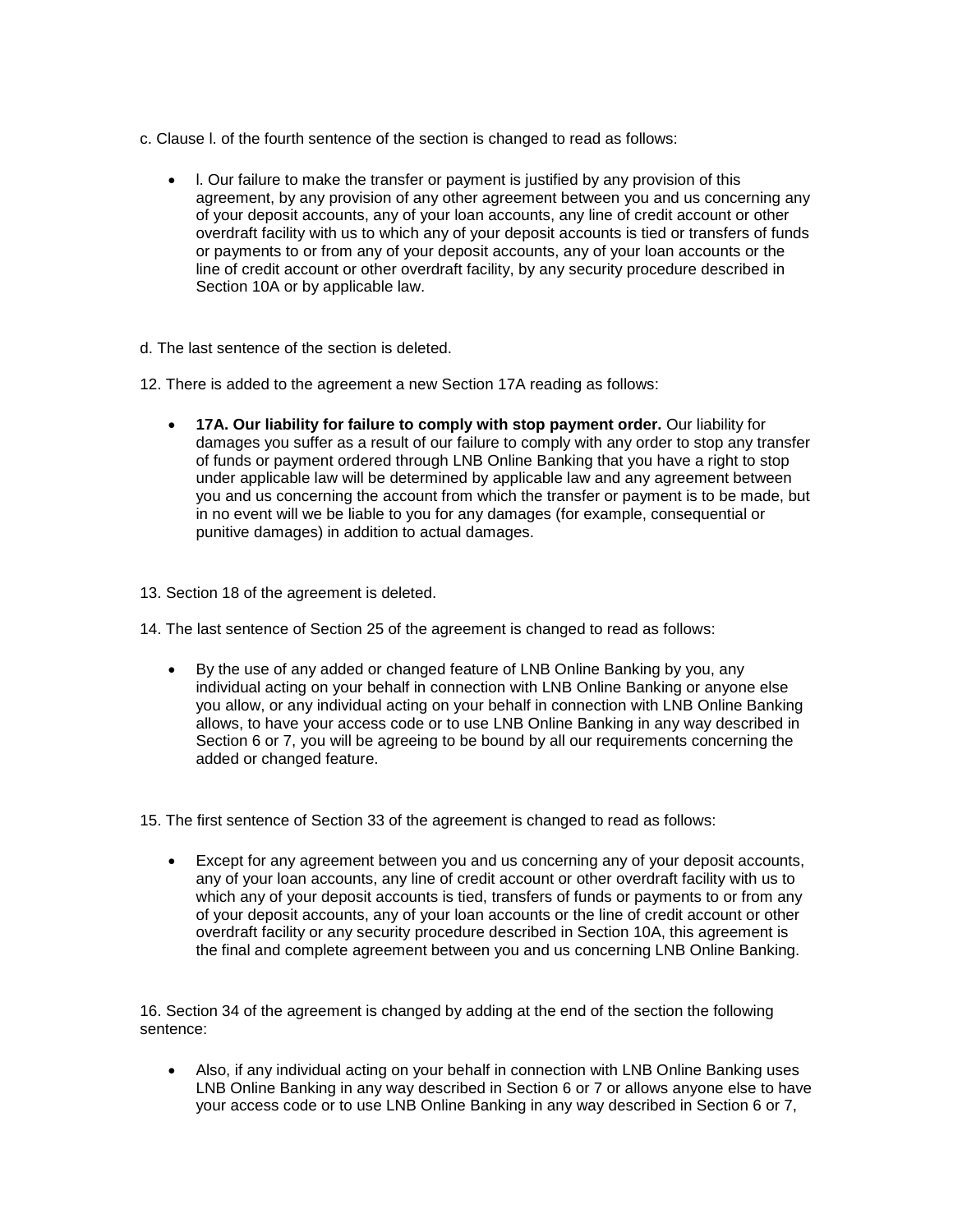c. Clause l. of the fourth sentence of the section is changed to read as follows:

- l. Our failure to make the transfer or payment is justified by any provision of this agreement, by any provision of any other agreement between you and us concerning any of your deposit accounts, any of your loan accounts, any line of credit account or other overdraft facility with us to which any of your deposit accounts is tied or transfers of funds or payments to or from any of your deposit accounts, any of your loan accounts or the line of credit account or other overdraft facility, by any security procedure described in Section 10A or by applicable law.

d. The last sentence of the section is deleted.

12. There is added to the agreement a new Section 17A reading as follows:

- **17A. Our liability for failure to comply with stop payment order.** Our liability for damages you suffer as a result of our failure to comply with any order to stop any transfer of funds or payment ordered through LNB Online Banking that you have a right to stop under applicable law will be determined by applicable law and any agreement between you and us concerning the account from which the transfer or payment is to be made, but in no event will we be liable to you for any damages (for example, consequential or punitive damages) in addition to actual damages.

13. Section 18 of the agreement is deleted.

14. The last sentence of Section 25 of the agreement is changed to read as follows:

- By the use of any added or changed feature of LNB Online Banking by you, any individual acting on your behalf in connection with LNB Online Banking or anyone else you allow, or any individual acting on your behalf in connection with LNB Online Banking allows, to have your access code or to use LNB Online Banking in any way described in Section 6 or 7, you will be agreeing to be bound by all our requirements concerning the added or changed feature.

15. The first sentence of Section 33 of the agreement is changed to read as follows:

- Except for any agreement between you and us concerning any of your deposit accounts, any of your loan accounts, any line of credit account or other overdraft facility with us to which any of your deposit accounts is tied, transfers of funds or payments to or from any of your deposit accounts, any of your loan accounts or the line of credit account or other overdraft facility or any security procedure described in Section 10A, this agreement is the final and complete agreement between you and us concerning LNB Online Banking.

16. Section 34 of the agreement is changed by adding at the end of the section the following sentence:

- Also, if any individual acting on your behalf in connection with LNB Online Banking uses LNB Online Banking in any way described in Section 6 or 7 or allows anyone else to have your access code or to use LNB Online Banking in any way described in Section 6 or 7,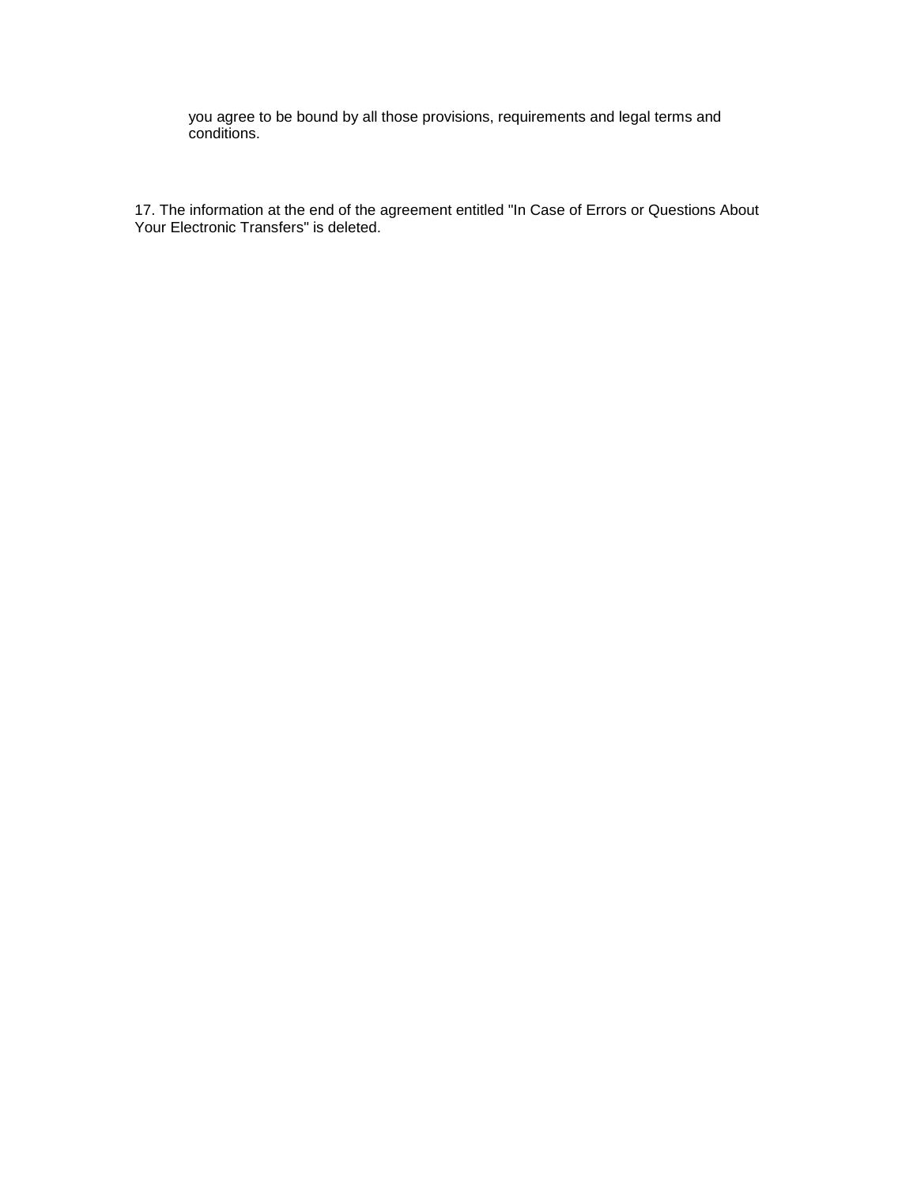you agree to be bound by all those provisions, requirements and legal terms and conditions.

17. The information at the end of the agreement entitled "In Case of Errors or Questions About Your Electronic Transfers" is deleted.